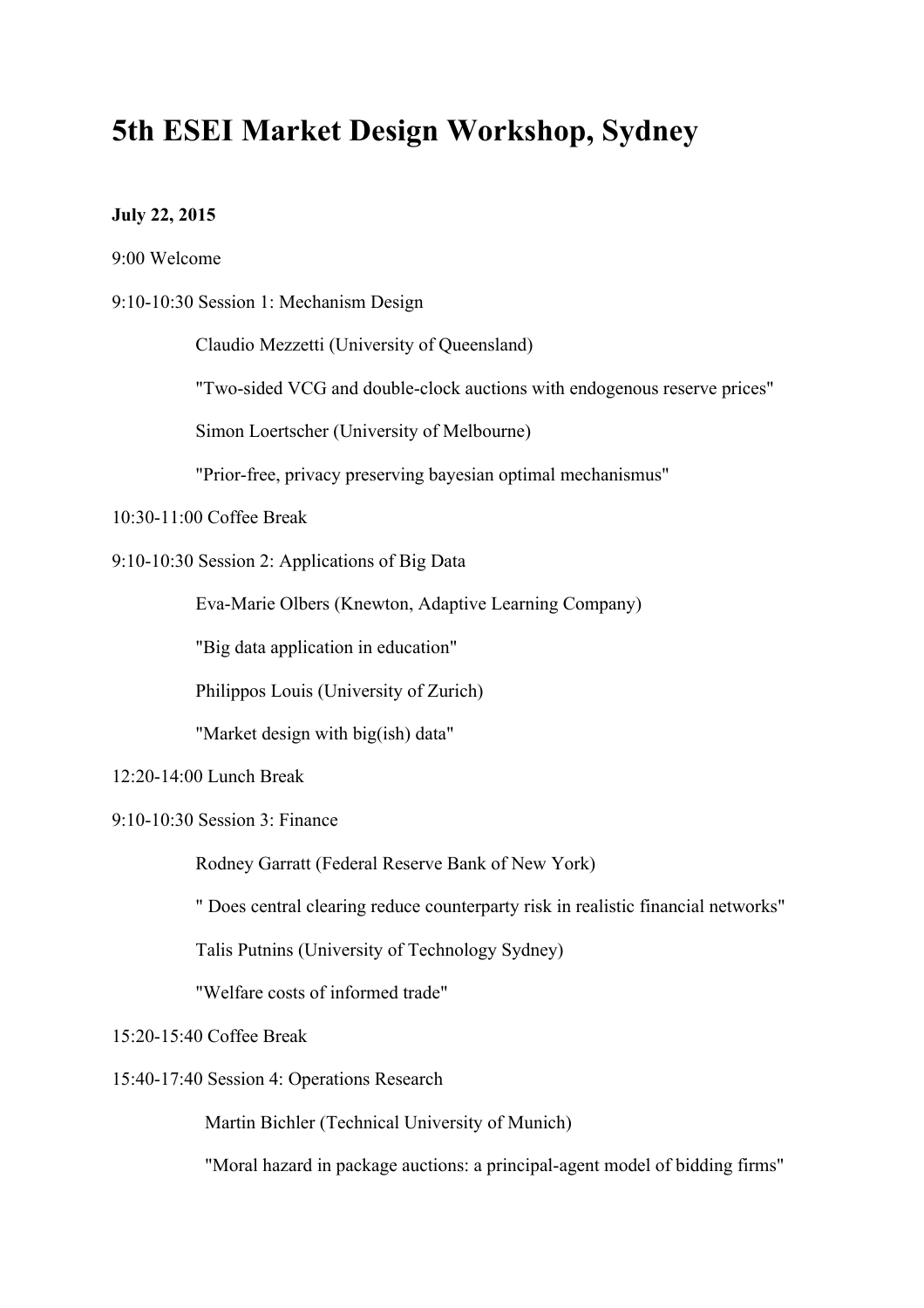# 5th ESEI Market Design Workshop, Sydney

**July 22, 2015**

9:00 Welcome

9:10-10:30 Session 1: Mechanism Design

Claudio Mezzetti (University of Queensland)

"Two-sided VCG and double-clock auctions with endogenous reserve prices"

Simon Loertscher (University of Melbourne)

"Prior-free, privacy preserving bayesian optimal mechanismus"

10:30-11:00 Coffee Break

9:10-10:30 Session 2: Applications of Big Data

Eva-Marie Olbers (Knewton, Adaptive Learning Company)

"Big data application in education"

Philippos Louis (University of Zurich)

"Market design with big(ish) data"

12:20-14:00 Lunch Break

9:10-10:30 Session 3: Finance

Rodney Garratt (Federal Reserve Bank of New York)

" Does central clearing reduce counterparty risk in realistic financial networks"

Talis Putnins (University of Technology Sydney)

"Welfare costs of informed trade"

15:20-15:40 Coffee Break

15:40-17:40 Session 4: Operations Research

Martin Bichler (Technical University of Munich)

"Moral hazard in package auctions: a principal-agent model of bidding firms"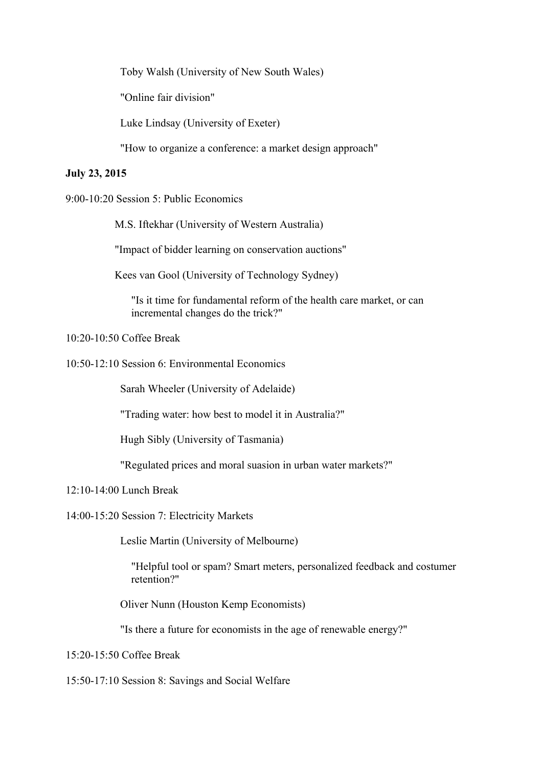Toby Walsh (University of New South Wales)

"Online fair division"

Luke Lindsay (University of Exeter)

"How to organize a conference: a market design approach"

**July 23, 2015**

9:00-10:20 Session 5: Public Economics

M.S. Iftekhar (University of Western Australia)

"Impact of bidder learning on conservation auctions"

Kees van Gool (University of Technology Sydney)

"Is it time for fundamental reform of the health care market, or can incremental changes do the trick?"

10:20-10:50 Coffee Break

10:50-12:10 Session 6: Environmental Economics

Sarah Wheeler (University of Adelaide)

"Trading water: how best to model it in Australia?"

Hugh Sibly (University of Tasmania)

"Regulated prices and moral suasion in urban water markets?"

12:10-14:00 Lunch Break

14:00-15:20 Session 7: Electricity Markets

Leslie Martin (University of Melbourne)

"Helpful tool or spam? Smart meters, personalized feedback and costumer retention?"

Oliver Nunn (Houston Kemp Economists)

"Is there a future for economists in the age of renewable energy?"

15:20-15:50 Coffee Break

15:50-17:10 Session 8: Savings and Social Welfare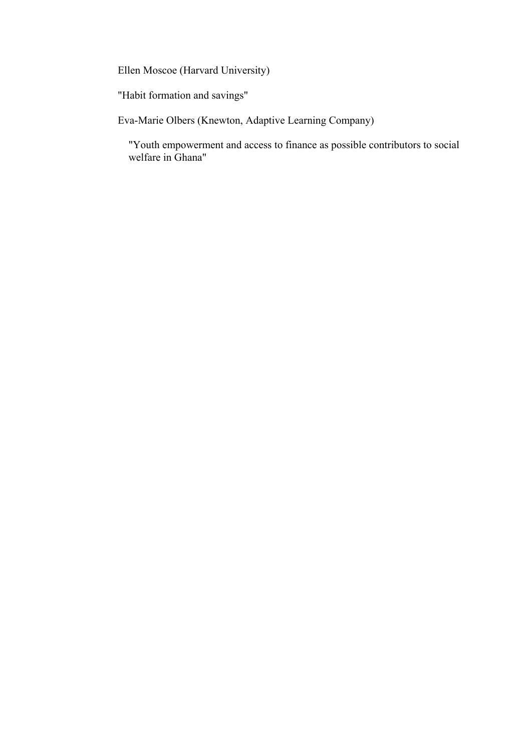Ellen Moscoe (Harvard University)

"Habit formation and savings"

Eva-Marie Olbers (Knewton, Adaptive Learning Company)

"Youth empowerment and access to finance as possible contributors to social welfare in Ghana"